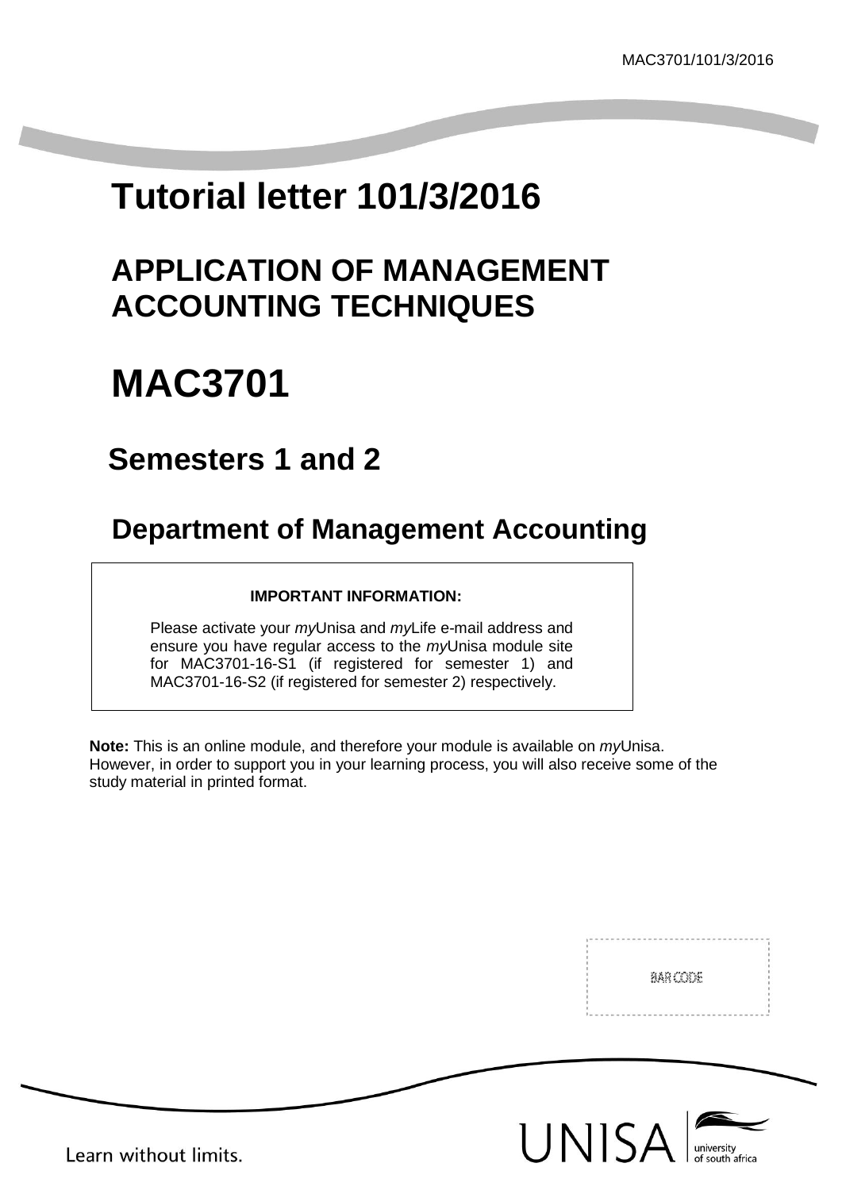# Tutorial letter 101/3/2016

## APPLICATION OF MANAGEMENT ACCOUNTING TECHNIQUES

# MAC3701

## Semesters 1 and 2

## Department of Management Accounting

**IMPORTANT INFORMATION:**

Please activate your *my*Unisa and *my*Life e-mail address and ensure you have regular access to the *my*Unisa module site for MAC3701-16-S1 (if registered for semester 1) and MAC3701-16-S2 (if registered for semester 2) respectively.

**Note:** This is an online module, and therefore your module is available on *my*Unisa. However, in order to support you in your learning process, you will also receive some of the study material in printed format.

BAR CODE

Learn without limits.

UNISA university of south africa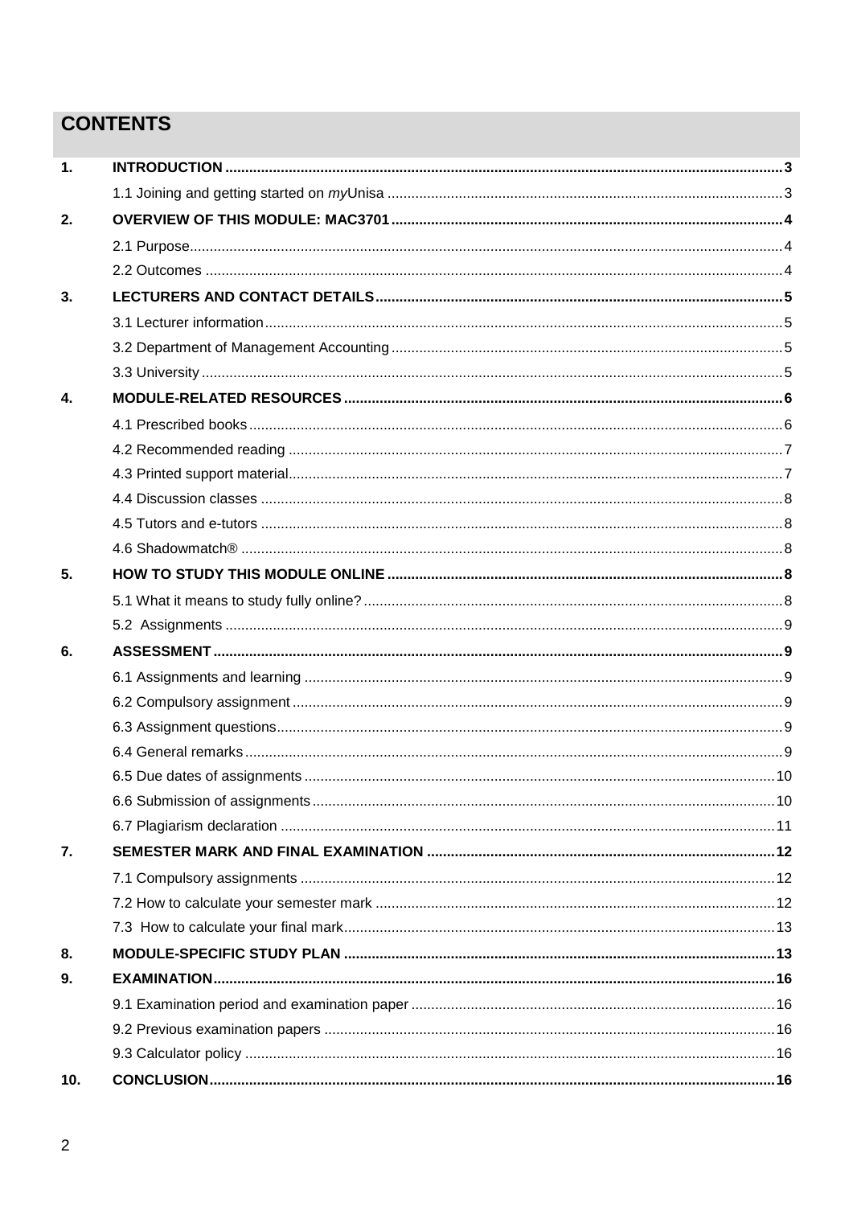## CONTENTS

| | | |
|---|---|---|
| **1.** | **INTRODUCTION** | **3** |
| | 1.1 Joining and getting started on *my*Unisa | 3 |
| **2.** | **OVERVIEW OF THIS MODULE: MAC3701** | **4** |
| | 2.1 Purpose | 4 |
| | 2.2 Outcomes | 4 |
| **3.** | **LECTURERS AND CONTACT DETAILS** | **5** |
| | 3.1 Lecturer information | 5 |
| | 3.2 Department of Management Accounting | 5 |
| | 3.3 University | 5 |
| **4.** | **MODULE-RELATED RESOURCES** | **6** |
| | 4.1 Prescribed books | 6 |
| | 4.2 Recommended reading | 7 |
| | 4.3 Printed support material | 7 |
| | 4.4 Discussion classes | 8 |
| | 4.5 Tutors and e-tutors | 8 |
| | 4.6 Shadowmatch® | 8 |
| **5.** | **HOW TO STUDY THIS MODULE ONLINE** | **8** |
| | 5.1 What it means to study fully online? | 8 |
| | 5.2 Assignments | 9 |
| **6.** | **ASSESSMENT** | **9** |
| | 6.1 Assignments and learning | 9 |
| | 6.2 Compulsory assignment | 9 |
| | 6.3 Assignment questions | 9 |
| | 6.4 General remarks | 9 |
| | 6.5 Due dates of assignments | 10 |
| | 6.6 Submission of assignments | 10 |
| | 6.7 Plagiarism declaration | 11 |
| **7.** | **SEMESTER MARK AND FINAL EXAMINATION** | **12** |
| | 7.1 Compulsory assignments | 12 |
| | 7.2 How to calculate your semester mark | 12 |
| | 7.3 How to calculate your final mark | 13 |
| **8.** | **MODULE-SPECIFIC STUDY PLAN** | **13** |
| **9.** | **EXAMINATION** | **16** |
| | 9.1 Examination period and examination paper | 16 |
| | 9.2 Previous examination papers | 16 |
| | 9.3 Calculator policy | 16 |
| **10.** | **CONCLUSION** | **16** |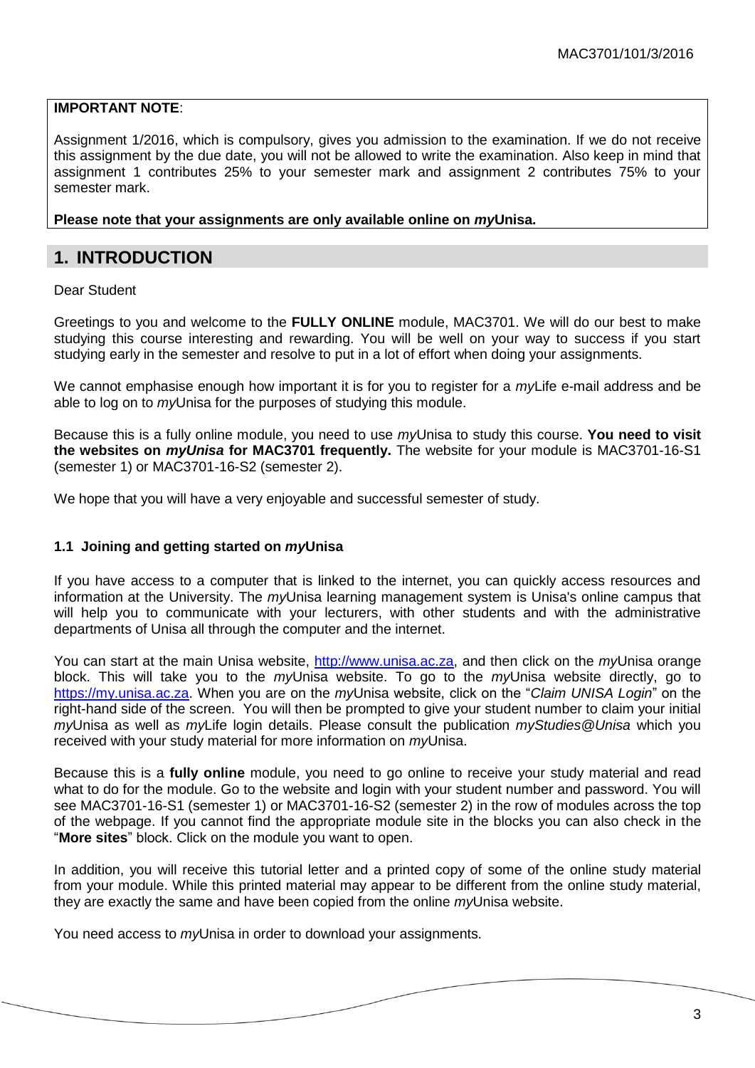**IMPORTANT NOTE**:

Assignment 1/2016, which is compulsory, gives you admission to the examination. If we do not receive this assignment by the due date, you will not be allowed to write the examination. Also keep in mind that assignment 1 contributes 25% to your semester mark and assignment 2 contributes 75% to your semester mark.

**Please note that your assignments are only available online on *my*Unisa.**

## 1. INTRODUCTION

Dear Student

Greetings to you and welcome to the **FULLY ONLINE** module, MAC3701. We will do our best to make studying this course interesting and rewarding. You will be well on your way to success if you start studying early in the semester and resolve to put in a lot of effort when doing your assignments.

We cannot emphasise enough how important it is for you to register for a *my*Life e-mail address and be able to log on to *my*Unisa for the purposes of studying this module.

Because this is a fully online module, you need to use *my*Unisa to study this course. **You need to visit the websites on *myUnisa* for MAC3701 frequently.** The website for your module is MAC3701-16-S1 (semester 1) or MAC3701-16-S2 (semester 2).

We hope that you will have a very enjoyable and successful semester of study.

### 1.1 Joining and getting started on *my*Unisa

If you have access to a computer that is linked to the internet, you can quickly access resources and information at the University. The *my*Unisa learning management system is Unisa's online campus that will help you to communicate with your lecturers, with other students and with the administrative departments of Unisa all through the computer and the internet.

You can start at the main Unisa website, http://www.unisa.ac.za, and then click on the *my*Unisa orange block. This will take you to the *my*Unisa website. To go to the *my*Unisa website directly, go to https://my.unisa.ac.za. When you are on the *my*Unisa website, click on the "*Claim UNISA Login*" on the right-hand side of the screen. You will then be prompted to give your student number to claim your initial *my*Unisa as well as *my*Life login details. Please consult the publication *myStudies@Unisa* which you received with your study material for more information on *my*Unisa.

Because this is a **fully online** module, you need to go online to receive your study material and read what to do for the module. Go to the website and login with your student number and password. You will see MAC3701-16-S1 (semester 1) or MAC3701-16-S2 (semester 2) in the row of modules across the top of the webpage. If you cannot find the appropriate module site in the blocks you can also check in the "**More sites**" block. Click on the module you want to open.

In addition, you will receive this tutorial letter and a printed copy of some of the online study material from your module. While this printed material may appear to be different from the online study material, they are exactly the same and have been copied from the online *my*Unisa website.

You need access to *my*Unisa in order to download your assignments.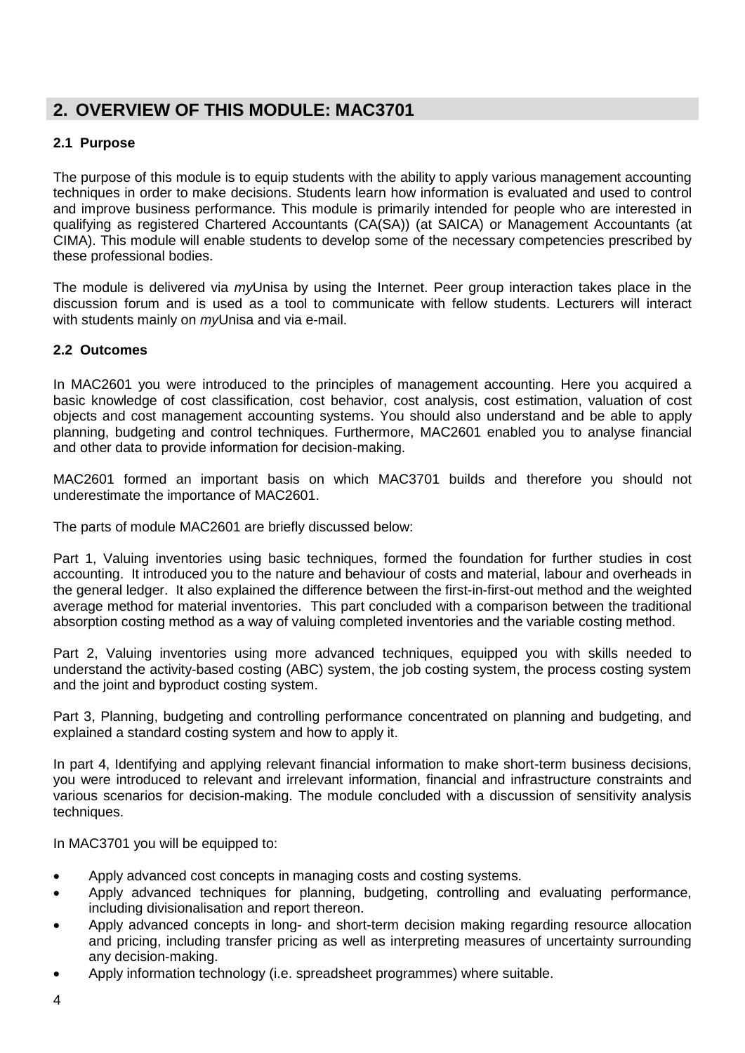## 2. OVERVIEW OF THIS MODULE: MAC3701

### 2.1 Purpose

The purpose of this module is to equip students with the ability to apply various management accounting techniques in order to make decisions. Students learn how information is evaluated and used to control and improve business performance. This module is primarily intended for people who are interested in qualifying as registered Chartered Accountants (CA(SA)) (at SAICA) or Management Accountants (at CIMA). This module will enable students to develop some of the necessary competencies prescribed by these professional bodies.

The module is delivered via *my*Unisa by using the Internet. Peer group interaction takes place in the discussion forum and is used as a tool to communicate with fellow students. Lecturers will interact with students mainly on *my*Unisa and via e-mail.

### 2.2 Outcomes

In MAC2601 you were introduced to the principles of management accounting. Here you acquired a basic knowledge of cost classification, cost behavior, cost analysis, cost estimation, valuation of cost objects and cost management accounting systems. You should also understand and be able to apply planning, budgeting and control techniques. Furthermore, MAC2601 enabled you to analyse financial and other data to provide information for decision-making.

MAC2601 formed an important basis on which MAC3701 builds and therefore you should not underestimate the importance of MAC2601.

The parts of module MAC2601 are briefly discussed below:

Part 1, Valuing inventories using basic techniques, formed the foundation for further studies in cost accounting. It introduced you to the nature and behaviour of costs and material, labour and overheads in the general ledger. It also explained the difference between the first-in-first-out method and the weighted average method for material inventories. This part concluded with a comparison between the traditional absorption costing method as a way of valuing completed inventories and the variable costing method.

Part 2, Valuing inventories using more advanced techniques, equipped you with skills needed to understand the activity-based costing (ABC) system, the job costing system, the process costing system and the joint and byproduct costing system.

Part 3, Planning, budgeting and controlling performance concentrated on planning and budgeting, and explained a standard costing system and how to apply it.

In part 4, Identifying and applying relevant financial information to make short-term business decisions, you were introduced to relevant and irrelevant information, financial and infrastructure constraints and various scenarios for decision-making. The module concluded with a discussion of sensitivity analysis techniques.

In MAC3701 you will be equipped to:

- Apply advanced cost concepts in managing costs and costing systems.
- Apply advanced techniques for planning, budgeting, controlling and evaluating performance, including divisionalisation and report thereon.
- Apply advanced concepts in long- and short-term decision making regarding resource allocation and pricing, including transfer pricing as well as interpreting measures of uncertainty surrounding any decision-making.
- Apply information technology (i.e. spreadsheet programmes) where suitable.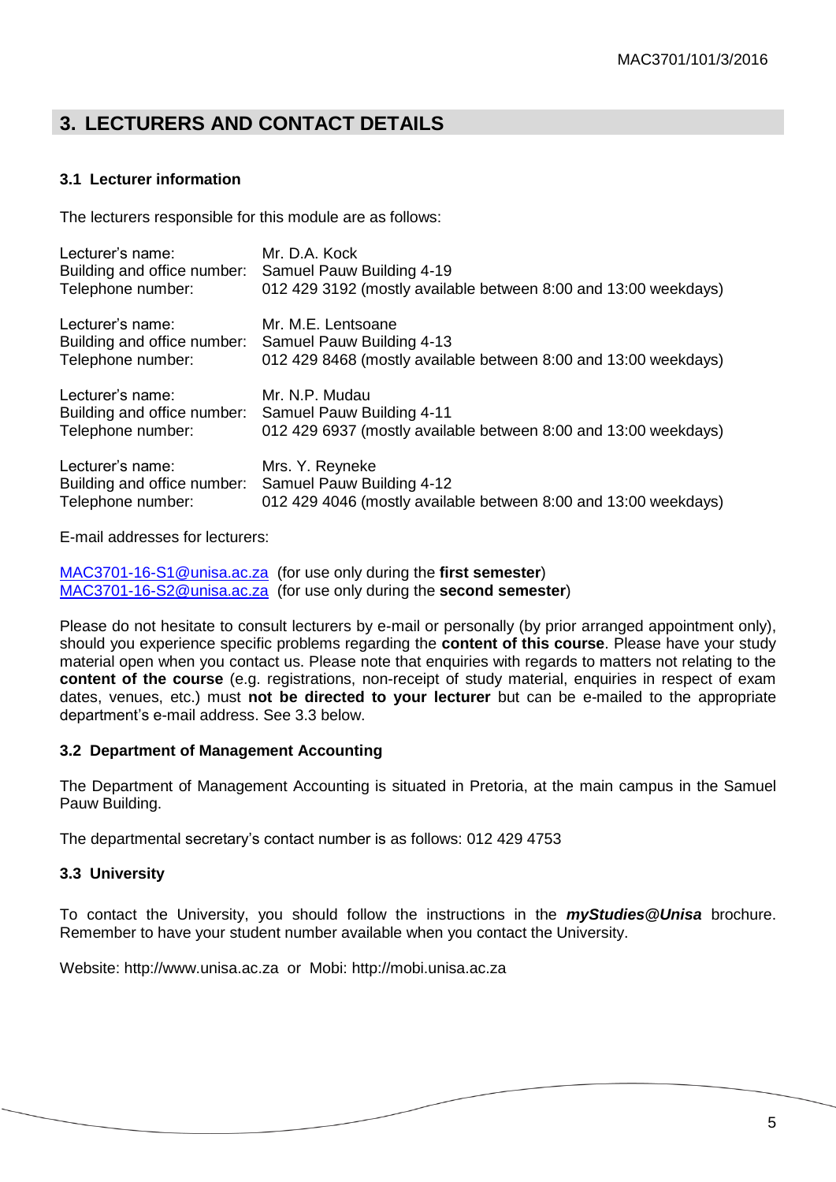## 3. LECTURERS AND CONTACT DETAILS

### 3.1 Lecturer information

The lecturers responsible for this module are as follows:

Lecturer's name: Mr. D.A. Kock
Building and office number: Samuel Pauw Building 4-19
Telephone number: 012 429 3192 (mostly available between 8:00 and 13:00 weekdays)

Lecturer's name: Mr. M.E. Lentsoane
Building and office number: Samuel Pauw Building 4-13
Telephone number: 012 429 8468 (mostly available between 8:00 and 13:00 weekdays)

Lecturer's name: Mr. N.P. Mudau
Building and office number: Samuel Pauw Building 4-11
Telephone number: 012 429 6937 (mostly available between 8:00 and 13:00 weekdays)

Lecturer's name: Mrs. Y. Reyneke
Building and office number: Samuel Pauw Building 4-12
Telephone number: 012 429 4046 (mostly available between 8:00 and 13:00 weekdays)

E-mail addresses for lecturers:

MAC3701-16-S1@unisa.ac.za (for use only during the **first semester**)
MAC3701-16-S2@unisa.ac.za (for use only during the **second semester**)

Please do not hesitate to consult lecturers by e-mail or personally (by prior arranged appointment only), should you experience specific problems regarding the **content of this course**. Please have your study material open when you contact us. Please note that enquiries with regards to matters not relating to the **content of the course** (e.g. registrations, non-receipt of study material, enquiries in respect of exam dates, venues, etc.) must **not be directed to your lecturer** but can be e-mailed to the appropriate department's e-mail address. See 3.3 below.

### 3.2 Department of Management Accounting

The Department of Management Accounting is situated in Pretoria, at the main campus in the Samuel Pauw Building.

The departmental secretary's contact number is as follows: 012 429 4753

### 3.3 University

To contact the University, you should follow the instructions in the ***myStudies@Unisa*** brochure. Remember to have your student number available when you contact the University.

Website: http://www.unisa.ac.za or Mobi: http://mobi.unisa.ac.za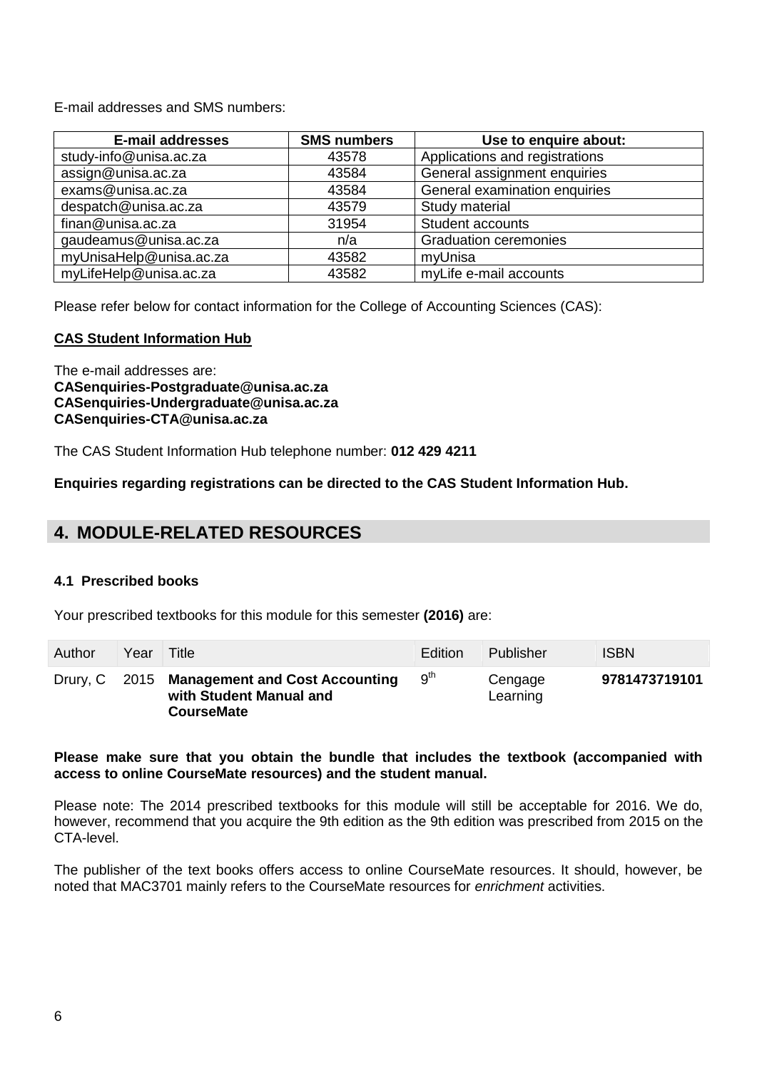E-mail addresses and SMS numbers:

| E-mail addresses | SMS numbers | Use to enquire about: |
|---|---|---|
| study-info@unisa.ac.za | 43578 | Applications and registrations |
| assign@unisa.ac.za | 43584 | General assignment enquiries |
| exams@unisa.ac.za | 43584 | General examination enquiries |
| despatch@unisa.ac.za | 43579 | Study material |
| finan@unisa.ac.za | 31954 | Student accounts |
| gaudeamus@unisa.ac.za | n/a | Graduation ceremonies |
| myUnisaHelp@unisa.ac.za | 43582 | myUnisa |
| myLifeHelp@unisa.ac.za | 43582 | myLife e-mail accounts |

Please refer below for contact information for the College of Accounting Sciences (CAS):

**CAS Student Information Hub**

The e-mail addresses are:
**CASenquiries-Postgraduate@unisa.ac.za**
**CASenquiries-Undergraduate@unisa.ac.za**
**CASenquiries-CTA@unisa.ac.za**

The CAS Student Information Hub telephone number: **012 429 4211**

**Enquiries regarding registrations can be directed to the CAS Student Information Hub.**

## 4. MODULE-RELATED RESOURCES

### 4.1 Prescribed books

Your prescribed textbooks for this module for this semester **(2016)** are:

| Author | Year | Title | Edition | Publisher | ISBN |
|---|---|---|---|---|---|
| Drury, C | 2015 | **Management and Cost Accounting with Student Manual and CourseMate** | 9th | Cengage Learning | **9781473719101** |

**Please make sure that you obtain the bundle that includes the textbook (accompanied with access to online CourseMate resources) and the student manual.**

Please note: The 2014 prescribed textbooks for this module will still be acceptable for 2016. We do, however, recommend that you acquire the 9th edition as the 9th edition was prescribed from 2015 on the CTA-level.

The publisher of the text books offers access to online CourseMate resources. It should, however, be noted that MAC3701 mainly refers to the CourseMate resources for *enrichment* activities.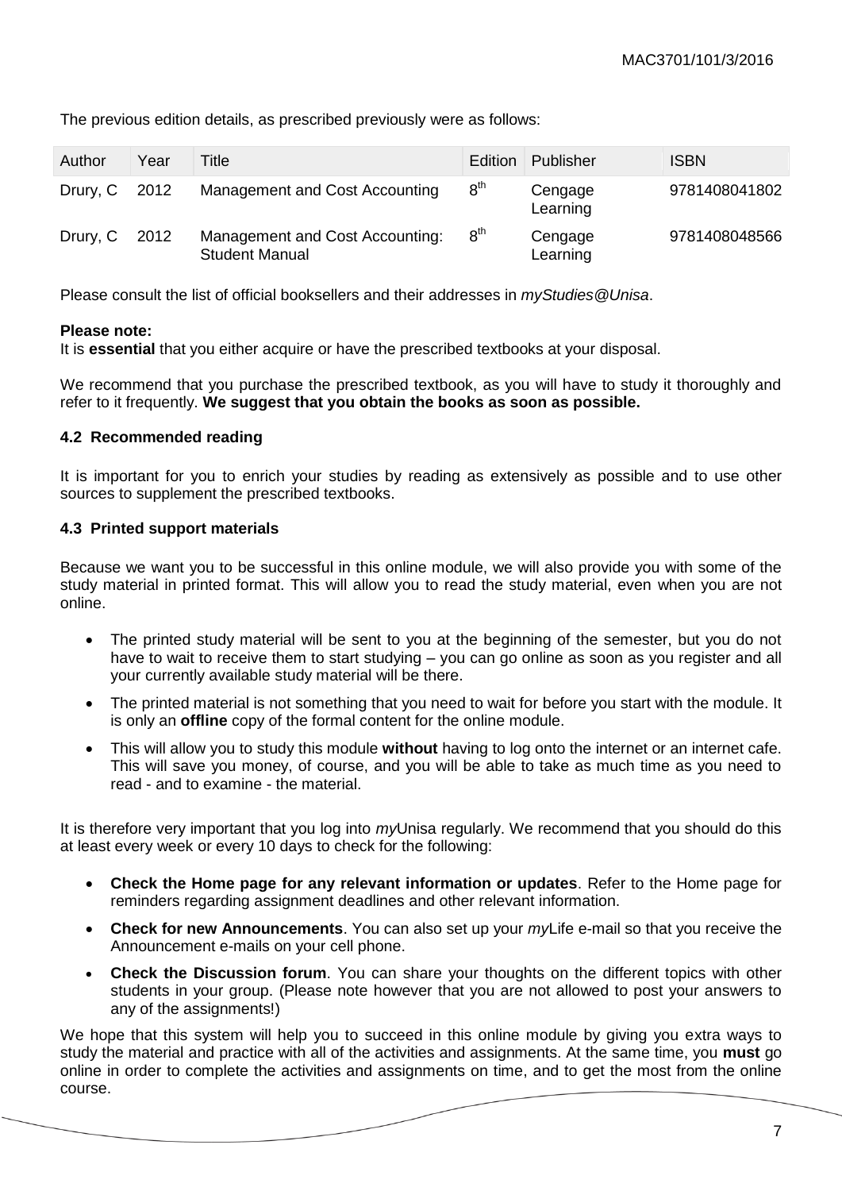The previous edition details, as prescribed previously were as follows:

| Author | Year | Title | Edition | Publisher | ISBN |
|---|---|---|---|---|---|
| Drury, C | 2012 | Management and Cost Accounting | 8th | Cengage Learning | 9781408041802 |
| Drury, C | 2012 | Management and Cost Accounting: Student Manual | 8th | Cengage Learning | 9781408048566 |

Please consult the list of official booksellers and their addresses in *myStudies@Unisa*.

**Please note:**
It is **essential** that you either acquire or have the prescribed textbooks at your disposal.

We recommend that you purchase the prescribed textbook, as you will have to study it thoroughly and refer to it frequently. **We suggest that you obtain the books as soon as possible.**

### 4.2 Recommended reading

It is important for you to enrich your studies by reading as extensively as possible and to use other sources to supplement the prescribed textbooks.

### 4.3 Printed support materials

Because we want you to be successful in this online module, we will also provide you with some of the study material in printed format. This will allow you to read the study material, even when you are not online.

- The printed study material will be sent to you at the beginning of the semester, but you do not have to wait to receive them to start studying – you can go online as soon as you register and all your currently available study material will be there.
- The printed material is not something that you need to wait for before you start with the module. It is only an **offline** copy of the formal content for the online module.
- This will allow you to study this module **without** having to log onto the internet or an internet cafe. This will save you money, of course, and you will be able to take as much time as you need to read - and to examine - the material.

It is therefore very important that you log into *my*Unisa regularly. We recommend that you should do this at least every week or every 10 days to check for the following:

- **Check the Home page for any relevant information or updates**. Refer to the Home page for reminders regarding assignment deadlines and other relevant information.
- **Check for new Announcements**. You can also set up your *my*Life e-mail so that you receive the Announcement e-mails on your cell phone.
- **Check the Discussion forum**. You can share your thoughts on the different topics with other students in your group. (Please note however that you are not allowed to post your answers to any of the assignments!)

We hope that this system will help you to succeed in this online module by giving you extra ways to study the material and practice with all of the activities and assignments. At the same time, you **must** go online in order to complete the activities and assignments on time, and to get the most from the online course.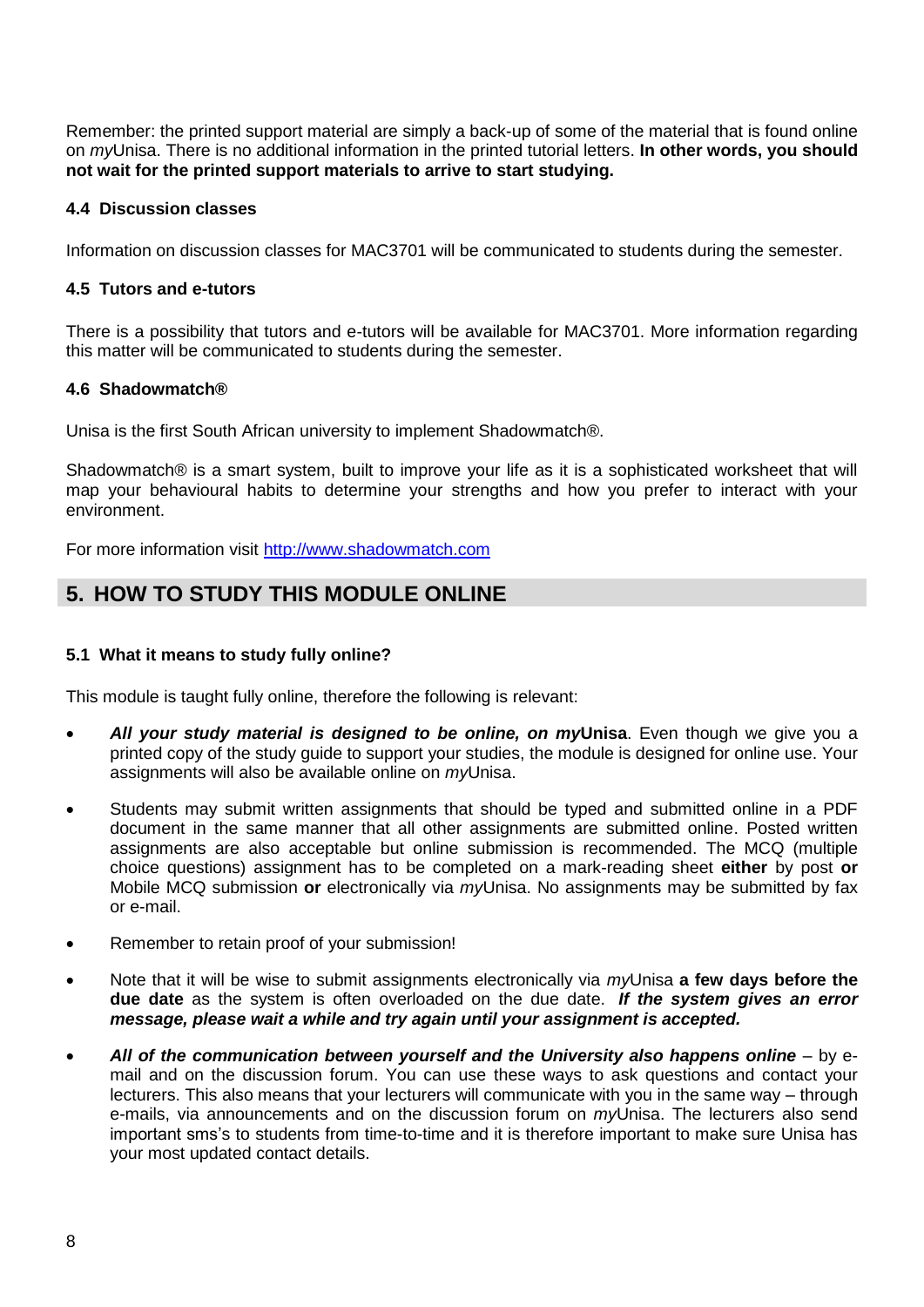Remember: the printed support material are simply a back-up of some of the material that is found online on *my*Unisa. There is no additional information in the printed tutorial letters. **In other words, you should not wait for the printed support materials to arrive to start studying.**

### 4.4 Discussion classes

Information on discussion classes for MAC3701 will be communicated to students during the semester.

### 4.5 Tutors and e-tutors

There is a possibility that tutors and e-tutors will be available for MAC3701. More information regarding this matter will be communicated to students during the semester.

### 4.6 Shadowmatch®

Unisa is the first South African university to implement Shadowmatch®.

Shadowmatch® is a smart system, built to improve your life as it is a sophisticated worksheet that will map your behavioural habits to determine your strengths and how you prefer to interact with your environment.

For more information visit http://www.shadowmatch.com

## 5. HOW TO STUDY THIS MODULE ONLINE

### 5.1 What it means to study fully online?

This module is taught fully online, therefore the following is relevant:

- ***All your study material is designed to be online, on my*Unisa**. Even though we give you a printed copy of the study guide to support your studies, the module is designed for online use. Your assignments will also be available online on *my*Unisa.
- Students may submit written assignments that should be typed and submitted online in a PDF document in the same manner that all other assignments are submitted online. Posted written assignments are also acceptable but online submission is recommended. The MCQ (multiple choice questions) assignment has to be completed on a mark-reading sheet **either** by post **or** Mobile MCQ submission **or** electronically via *my*Unisa. No assignments may be submitted by fax or e-mail.
- Remember to retain proof of your submission!
- Note that it will be wise to submit assignments electronically via *my*Unisa **a few days before the due date** as the system is often overloaded on the due date. ***If the system gives an error message, please wait a while and try again until your assignment is accepted.***
- ***All of the communication between yourself and the University also happens online*** – by e-mail and on the discussion forum. You can use these ways to ask questions and contact your lecturers. This also means that your lecturers will communicate with you in the same way – through e-mails, via announcements and on the discussion forum on *my*Unisa. The lecturers also send important sms's to students from time-to-time and it is therefore important to make sure Unisa has your most updated contact details.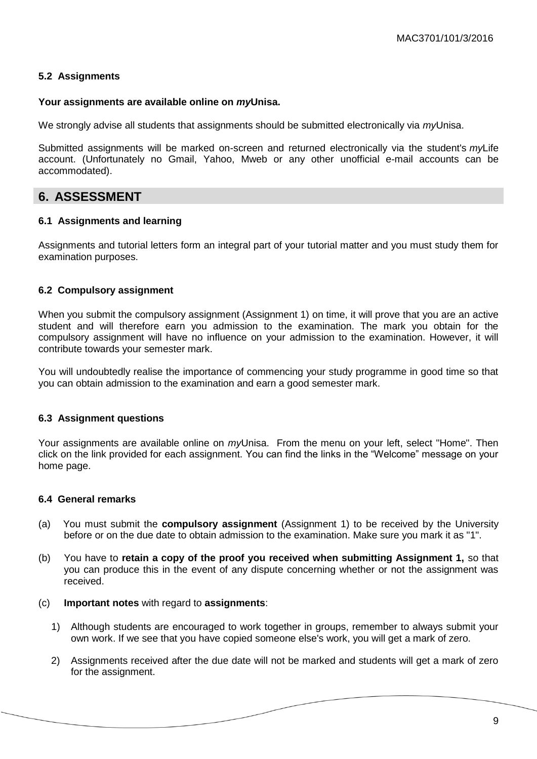### 5.2 Assignments

**Your assignments are available online on *my*Unisa.**

We strongly advise all students that assignments should be submitted electronically via *my*Unisa.

Submitted assignments will be marked on-screen and returned electronically via the student's *my*Life account. (Unfortunately no Gmail, Yahoo, Mweb or any other unofficial e-mail accounts can be accommodated).

## 6. ASSESSMENT

### 6.1 Assignments and learning

Assignments and tutorial letters form an integral part of your tutorial matter and you must study them for examination purposes.

### 6.2 Compulsory assignment

When you submit the compulsory assignment (Assignment 1) on time, it will prove that you are an active student and will therefore earn you admission to the examination. The mark you obtain for the compulsory assignment will have no influence on your admission to the examination. However, it will contribute towards your semester mark.

You will undoubtedly realise the importance of commencing your study programme in good time so that you can obtain admission to the examination and earn a good semester mark.

### 6.3 Assignment questions

Your assignments are available online on *my*Unisa. From the menu on your left, select "Home". Then click on the link provided for each assignment. You can find the links in the "Welcome" message on your home page.

### 6.4 General remarks

(a) You must submit the **compulsory assignment** (Assignment 1) to be received by the University before or on the due date to obtain admission to the examination. Make sure you mark it as "1".

(b) You have to **retain a copy of the proof you received when submitting Assignment 1,** so that you can produce this in the event of any dispute concerning whether or not the assignment was received.

(c) **Important notes** with regard to **assignments**:

1) Although students are encouraged to work together in groups, remember to always submit your own work. If we see that you have copied someone else's work, you will get a mark of zero.

2) Assignments received after the due date will not be marked and students will get a mark of zero for the assignment.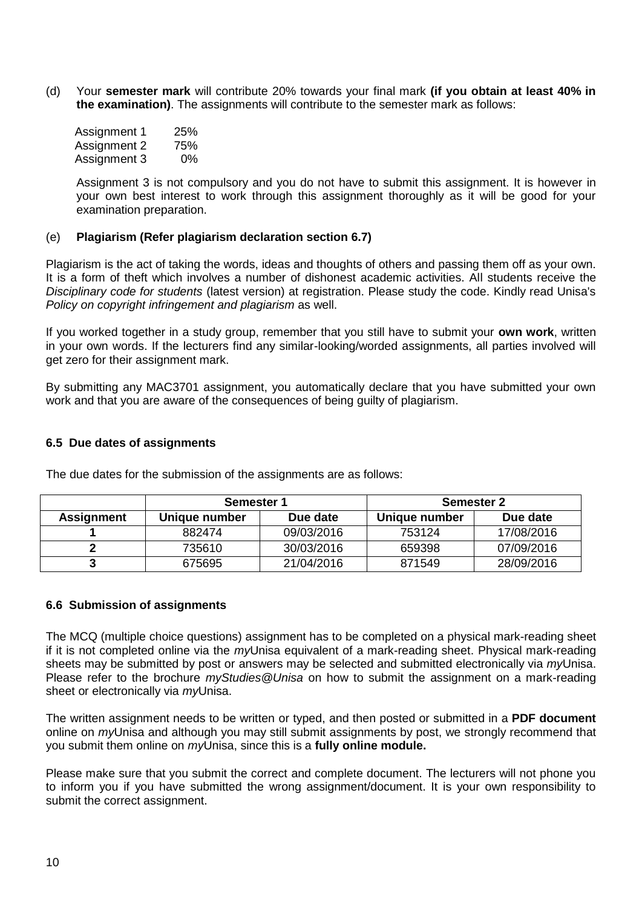(d) Your **semester mark** will contribute 20% towards your final mark **(if you obtain at least 40% in the examination)**. The assignments will contribute to the semester mark as follows:

Assignment 1 25%
Assignment 2 75%
Assignment 3 0%

Assignment 3 is not compulsory and you do not have to submit this assignment. It is however in your own best interest to work through this assignment thoroughly as it will be good for your examination preparation.

(e) **Plagiarism (Refer plagiarism declaration section 6.7)**

Plagiarism is the act of taking the words, ideas and thoughts of others and passing them off as your own. It is a form of theft which involves a number of dishonest academic activities. All students receive the *Disciplinary code for students* (latest version) at registration. Please study the code. Kindly read Unisa's *Policy on copyright infringement and plagiarism* as well.

If you worked together in a study group, remember that you still have to submit your **own work**, written in your own words. If the lecturers find any similar-looking/worded assignments, all parties involved will get zero for their assignment mark.

By submitting any MAC3701 assignment, you automatically declare that you have submitted your own work and that you are aware of the consequences of being guilty of plagiarism.

### 6.5 Due dates of assignments

The due dates for the submission of the assignments are as follows:

| | **Semester 1** | | **Semester 2** | |
|---|---|---|---|---|
| **Assignment** | **Unique number** | **Due date** | **Unique number** | **Due date** |
| **1** | 882474 | 09/03/2016 | 753124 | 17/08/2016 |
| **2** | 735610 | 30/03/2016 | 659398 | 07/09/2016 |
| **3** | 675695 | 21/04/2016 | 871549 | 28/09/2016 |

### 6.6 Submission of assignments

The MCQ (multiple choice questions) assignment has to be completed on a physical mark-reading sheet if it is not completed online via the *my*Unisa equivalent of a mark-reading sheet. Physical mark-reading sheets may be submitted by post or answers may be selected and submitted electronically via *my*Unisa. Please refer to the brochure *myStudies@Unisa* on how to submit the assignment on a mark-reading sheet or electronically via *my*Unisa.

The written assignment needs to be written or typed, and then posted or submitted in a **PDF document** online on *my*Unisa and although you may still submit assignments by post, we strongly recommend that you submit them online on *my*Unisa, since this is a **fully online module.**

Please make sure that you submit the correct and complete document. The lecturers will not phone you to inform you if you have submitted the wrong assignment/document. It is your own responsibility to submit the correct assignment.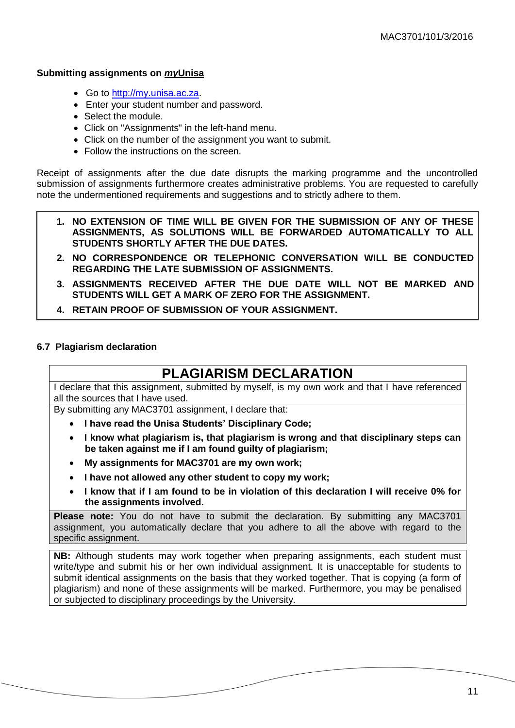**Submitting assignments on *my*Unisa**

- Go to http://my.unisa.ac.za.
- Enter your student number and password.
- Select the module.
- Click on "Assignments" in the left-hand menu.
- Click on the number of the assignment you want to submit.
- Follow the instructions on the screen.

Receipt of assignments after the due date disrupts the marking programme and the uncontrolled submission of assignments furthermore creates administrative problems. You are requested to carefully note the undermentioned requirements and suggestions and to strictly adhere to them.

1. **NO EXTENSION OF TIME WILL BE GIVEN FOR THE SUBMISSION OF ANY OF THESE ASSIGNMENTS, AS SOLUTIONS WILL BE FORWARDED AUTOMATICALLY TO ALL STUDENTS SHORTLY AFTER THE DUE DATES.**
2. **NO CORRESPONDENCE OR TELEPHONIC CONVERSATION WILL BE CONDUCTED REGARDING THE LATE SUBMISSION OF ASSIGNMENTS.**
3. **ASSIGNMENTS RECEIVED AFTER THE DUE DATE WILL NOT BE MARKED AND STUDENTS WILL GET A MARK OF ZERO FOR THE ASSIGNMENT.**
4. **RETAIN PROOF OF SUBMISSION OF YOUR ASSIGNMENT.**

### 6.7 Plagiarism declaration

## PLAGIARISM DECLARATION

I declare that this assignment, submitted by myself, is my own work and that I have referenced all the sources that I have used.

By submitting any MAC3701 assignment, I declare that:

- **I have read the Unisa Students' Disciplinary Code;**
- **I know what plagiarism is, that plagiarism is wrong and that disciplinary steps can be taken against me if I am found guilty of plagiarism;**
- **My assignments for MAC3701 are my own work;**
- **I have not allowed any other student to copy my work;**
- **I know that if I am found to be in violation of this declaration I will receive 0% for the assignments involved.**

**Please note:** You do not have to submit the declaration. By submitting any MAC3701 assignment, you automatically declare that you adhere to all the above with regard to the specific assignment.

**NB:** Although students may work together when preparing assignments, each student must write/type and submit his or her own individual assignment. It is unacceptable for students to submit identical assignments on the basis that they worked together. That is copying (a form of plagiarism) and none of these assignments will be marked. Furthermore, you may be penalised or subjected to disciplinary proceedings by the University.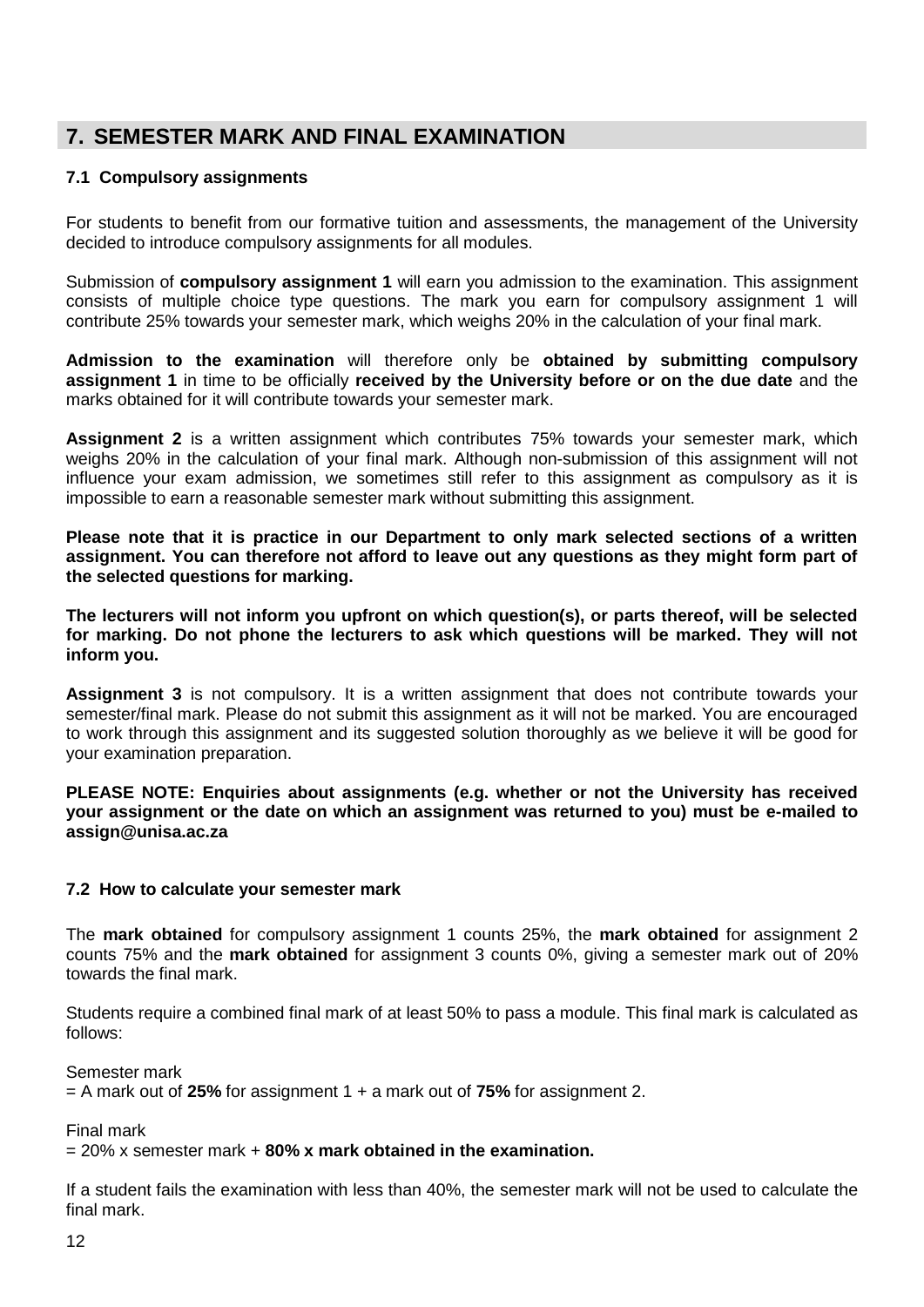## 7. SEMESTER MARK AND FINAL EXAMINATION

### 7.1 Compulsory assignments

For students to benefit from our formative tuition and assessments, the management of the University decided to introduce compulsory assignments for all modules.

Submission of **compulsory assignment 1** will earn you admission to the examination. This assignment consists of multiple choice type questions. The mark you earn for compulsory assignment 1 will contribute 25% towards your semester mark, which weighs 20% in the calculation of your final mark.

**Admission to the examination** will therefore only be **obtained by submitting compulsory assignment 1** in time to be officially **received by the University before or on the due date** and the marks obtained for it will contribute towards your semester mark.

**Assignment 2** is a written assignment which contributes 75% towards your semester mark, which weighs 20% in the calculation of your final mark. Although non-submission of this assignment will not influence your exam admission, we sometimes still refer to this assignment as compulsory as it is impossible to earn a reasonable semester mark without submitting this assignment.

**Please note that it is practice in our Department to only mark selected sections of a written assignment. You can therefore not afford to leave out any questions as they might form part of the selected questions for marking.**

**The lecturers will not inform you upfront on which question(s), or parts thereof, will be selected for marking. Do not phone the lecturers to ask which questions will be marked. They will not inform you.**

**Assignment 3** is not compulsory. It is a written assignment that does not contribute towards your semester/final mark. Please do not submit this assignment as it will not be marked. You are encouraged to work through this assignment and its suggested solution thoroughly as we believe it will be good for your examination preparation.

**PLEASE NOTE: Enquiries about assignments (e.g. whether or not the University has received your assignment or the date on which an assignment was returned to you) must be e-mailed to assign@unisa.ac.za**

### 7.2 How to calculate your semester mark

The **mark obtained** for compulsory assignment 1 counts 25%, the **mark obtained** for assignment 2 counts 75% and the **mark obtained** for assignment 3 counts 0%, giving a semester mark out of 20% towards the final mark.

Students require a combined final mark of at least 50% to pass a module. This final mark is calculated as follows:

Semester mark
= A mark out of **25%** for assignment 1 + a mark out of **75%** for assignment 2.

Final mark
= 20% x semester mark + **80% x mark obtained in the examination.**

If a student fails the examination with less than 40%, the semester mark will not be used to calculate the final mark.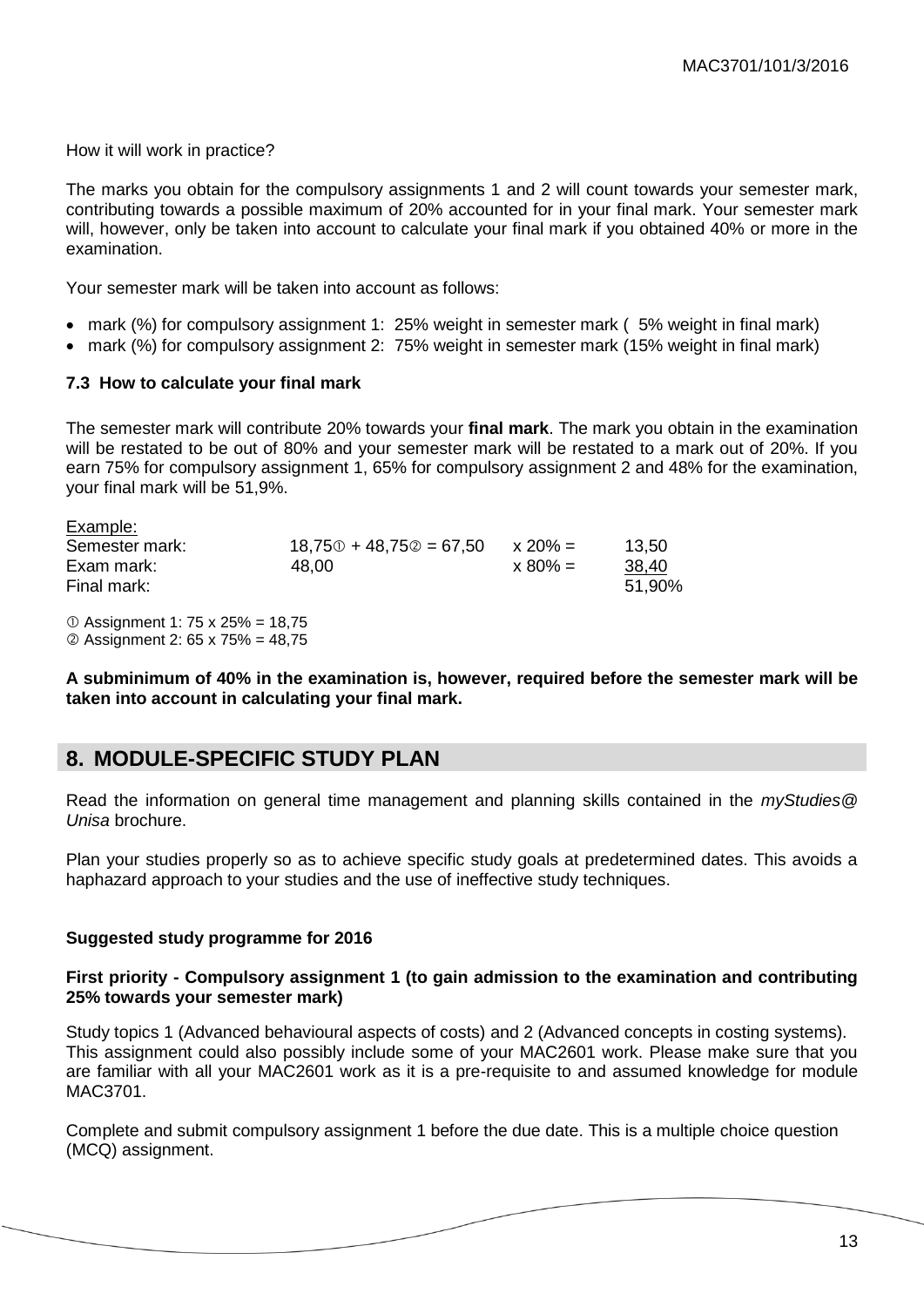How it will work in practice?

The marks you obtain for the compulsory assignments 1 and 2 will count towards your semester mark, contributing towards a possible maximum of 20% accounted for in your final mark. Your semester mark will, however, only be taken into account to calculate your final mark if you obtained 40% or more in the examination.

Your semester mark will be taken into account as follows:

- mark (%) for compulsory assignment 1: 25% weight in semester mark ( 5% weight in final mark)
- mark (%) for compulsory assignment 2: 75% weight in semester mark (15% weight in final mark)

### 7.3 How to calculate your final mark

The semester mark will contribute 20% towards your **final mark**. The mark you obtain in the examination will be restated to be out of 80% and your semester mark will be restated to a mark out of 20%. If you earn 75% for compulsory assignment 1, 65% for compulsory assignment 2 and 48% for the examination, your final mark will be 51,9%.

Example:

| | | | |
|---|---|---|---|
| Semester mark: | 18,75① + 48,75② = 67,50 | x 20% = | 13,50 |
| Exam mark: | 48,00 | x 80% = | 38,40 |
| Final mark: | | | 51,90% |

① Assignment 1: 75 x 25% = 18,75
② Assignment 2: 65 x 75% = 48,75

**A subminimum of 40% in the examination is, however, required before the semester mark will be taken into account in calculating your final mark.**

## 8. MODULE-SPECIFIC STUDY PLAN

Read the information on general time management and planning skills contained in the *myStudies@ Unisa* brochure.

Plan your studies properly so as to achieve specific study goals at predetermined dates. This avoids a haphazard approach to your studies and the use of ineffective study techniques.

**Suggested study programme for 2016**

**First priority - Compulsory assignment 1 (to gain admission to the examination and contributing 25% towards your semester mark)**

Study topics 1 (Advanced behavioural aspects of costs) and 2 (Advanced concepts in costing systems). This assignment could also possibly include some of your MAC2601 work. Please make sure that you are familiar with all your MAC2601 work as it is a pre-requisite to and assumed knowledge for module MAC3701.

Complete and submit compulsory assignment 1 before the due date. This is a multiple choice question (MCQ) assignment.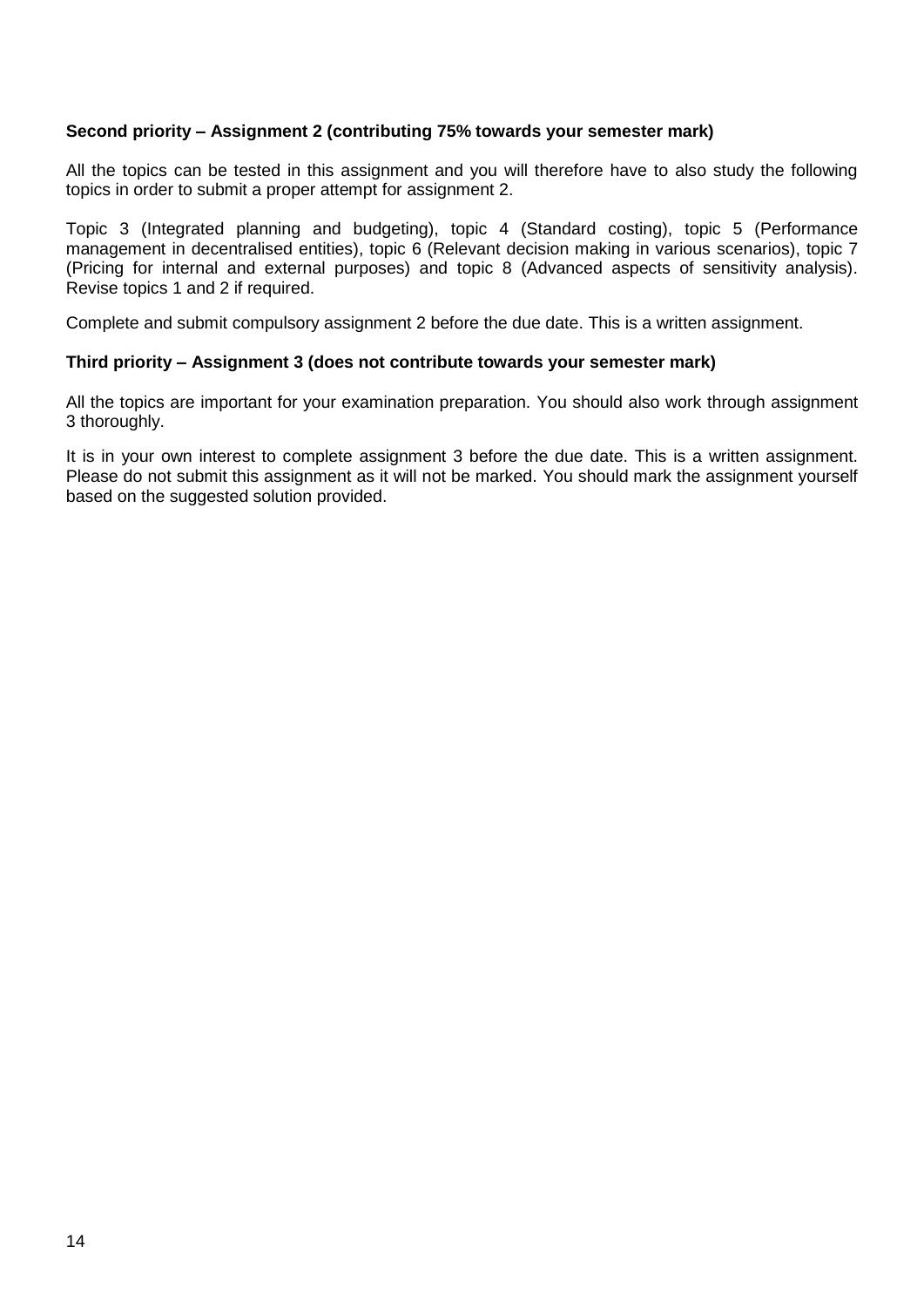**Second priority – Assignment 2 (contributing 75% towards your semester mark)**

All the topics can be tested in this assignment and you will therefore have to also study the following topics in order to submit a proper attempt for assignment 2.

Topic 3 (Integrated planning and budgeting), topic 4 (Standard costing), topic 5 (Performance management in decentralised entities), topic 6 (Relevant decision making in various scenarios), topic 7 (Pricing for internal and external purposes) and topic 8 (Advanced aspects of sensitivity analysis). Revise topics 1 and 2 if required.

Complete and submit compulsory assignment 2 before the due date. This is a written assignment.

**Third priority – Assignment 3 (does not contribute towards your semester mark)**

All the topics are important for your examination preparation. You should also work through assignment 3 thoroughly.

It is in your own interest to complete assignment 3 before the due date. This is a written assignment. Please do not submit this assignment as it will not be marked. You should mark the assignment yourself based on the suggested solution provided.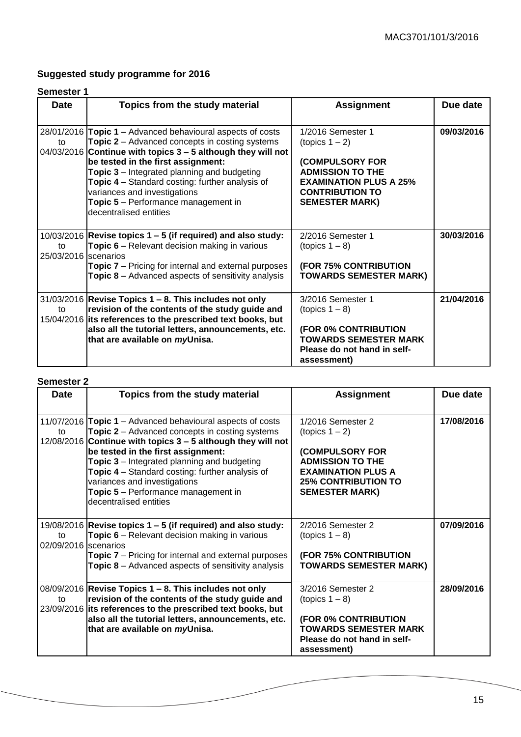## Suggested study programme for 2016

### Semester 1

| Date | Topics from the study material | Assignment | Due date |
|---|---|---|---|
| 28/01/2016 to 04/03/2016 | **Topic 1** – Advanced behavioural aspects of costs **Topic 2** – Advanced concepts in costing systems **Continue with topics 3 – 5 although they will not be tested in the first assignment:** **Topic 3** – Integrated planning and budgeting **Topic 4** – Standard costing: further analysis of variances and investigations **Topic 5** – Performance management in decentralised entities | 1/2016 Semester 1 (topics 1 – 2) **(COMPULSORY FOR ADMISSION TO THE EXAMINATION PLUS A 25% CONTRIBUTION TO SEMESTER MARK)** | **09/03/2016** |
| 10/03/2016 to 25/03/2016 | **Revise topics 1 – 5 (if required) and also study:** **Topic 6** – Relevant decision making in various scenarios **Topic 7** – Pricing for internal and external purposes **Topic 8** – Advanced aspects of sensitivity analysis | 2/2016 Semester 1 (topics 1 – 8) **(FOR 75% CONTRIBUTION TOWARDS SEMESTER MARK)** | **30/03/2016** |
| 31/03/2016 to 15/04/2016 | **Revise Topics 1 – 8. This includes not only revision of the contents of the study guide and its references to the prescribed text books, but also all the tutorial letters, announcements, etc. that are available on *my*Unisa.** | 3/2016 Semester 1 (topics 1 – 8) **(FOR 0% CONTRIBUTION TOWARDS SEMESTER MARK Please do not hand in self-assessment)** | **21/04/2016** |

### Semester 2

| Date | Topics from the study material | Assignment | Due date |
|---|---|---|---|
| 11/07/2016 to 12/08/2016 | **Topic 1** – Advanced behavioural aspects of costs **Topic 2** – Advanced concepts in costing systems **Continue with topics 3 – 5 although they will not be tested in the first assignment:** **Topic 3** – Integrated planning and budgeting **Topic 4** – Standard costing: further analysis of variances and investigations **Topic 5** – Performance management in decentralised entities | 1/2016 Semester 2 (topics 1 – 2) **(COMPULSORY FOR ADMISSION TO THE EXAMINATION PLUS A 25% CONTRIBUTION TO SEMESTER MARK)** | **17/08/2016** |
| 19/08/2016 to 02/09/2016 | **Revise topics 1 – 5 (if required) and also study:** **Topic 6** – Relevant decision making in various scenarios **Topic 7** – Pricing for internal and external purposes **Topic 8** – Advanced aspects of sensitivity analysis | 2/2016 Semester 2 (topics 1 – 8) **(FOR 75% CONTRIBUTION TOWARDS SEMESTER MARK)** | **07/09/2016** |
| 08/09/2016 to 23/09/2016 | **Revise Topics 1 – 8. This includes not only revision of the contents of the study guide and its references to the prescribed text books, but also all the tutorial letters, announcements, etc. that are available on *my*Unisa.** | 3/2016 Semester 2 (topics 1 – 8) **(FOR 0% CONTRIBUTION TOWARDS SEMESTER MARK Please do not hand in self-assessment)** | **28/09/2016** |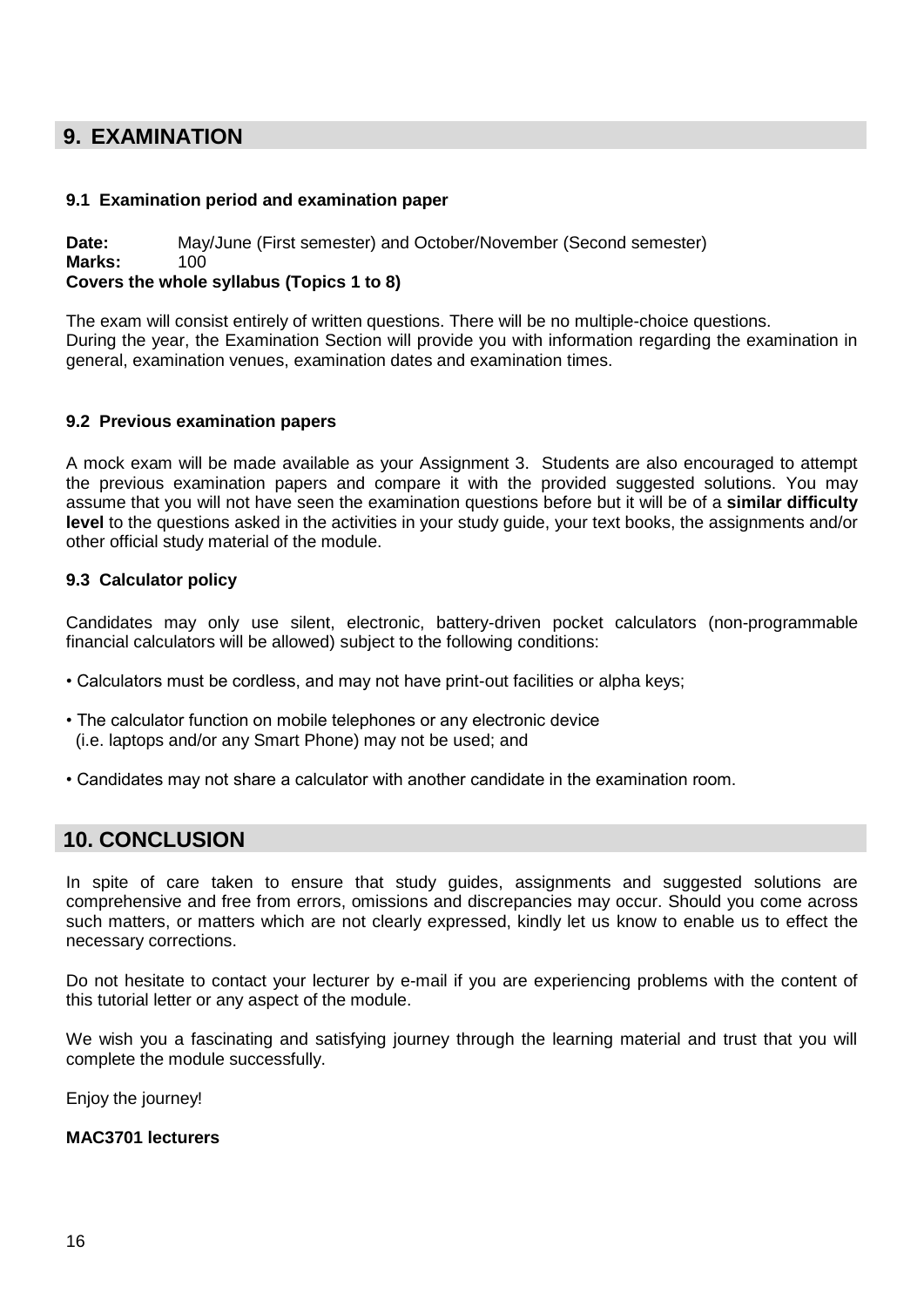## 9. EXAMINATION

### 9.1 Examination period and examination paper

**Date:** May/June (First semester) and October/November (Second semester)
**Marks:** 100
**Covers the whole syllabus (Topics 1 to 8)**

The exam will consist entirely of written questions. There will be no multiple-choice questions.
During the year, the Examination Section will provide you with information regarding the examination in general, examination venues, examination dates and examination times.

### 9.2 Previous examination papers

A mock exam will be made available as your Assignment 3. Students are also encouraged to attempt the previous examination papers and compare it with the provided suggested solutions. You may assume that you will not have seen the examination questions before but it will be of a **similar difficulty level** to the questions asked in the activities in your study guide, your text books, the assignments and/or other official study material of the module.

### 9.3 Calculator policy

Candidates may only use silent, electronic, battery-driven pocket calculators (non-programmable financial calculators will be allowed) subject to the following conditions:

- Calculators must be cordless, and may not have print-out facilities or alpha keys;
- The calculator function on mobile telephones or any electronic device (i.e. laptops and/or any Smart Phone) may not be used; and
- Candidates may not share a calculator with another candidate in the examination room.

## 10. CONCLUSION

In spite of care taken to ensure that study guides, assignments and suggested solutions are comprehensive and free from errors, omissions and discrepancies may occur. Should you come across such matters, or matters which are not clearly expressed, kindly let us know to enable us to effect the necessary corrections.

Do not hesitate to contact your lecturer by e-mail if you are experiencing problems with the content of this tutorial letter or any aspect of the module.

We wish you a fascinating and satisfying journey through the learning material and trust that you will complete the module successfully.

Enjoy the journey!

**MAC3701 lecturers**